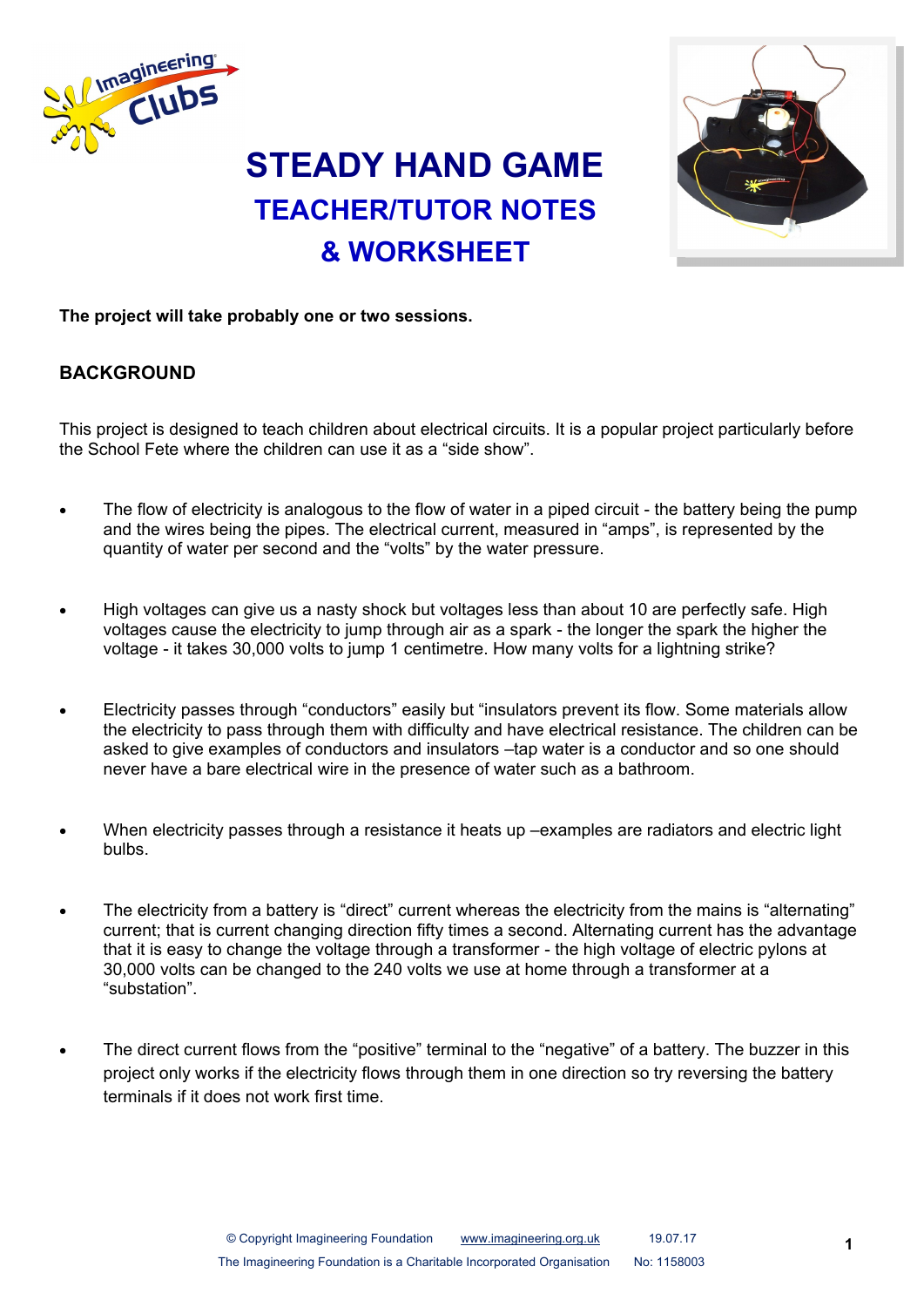# STEADY HAND GAME

## TEACHER/TUTOR NOTES

## & WORKSHEET

**The project will take probably one or two sessions.**

### BACKGROUND

This project is designed to teach children about electrical circuits. It is a popular project particularly before the School Fete where the children can use it as a "side show".

- The flow of electricity is analogous to the flow of water in a piped circuit - the battery being the pump and the wires being the pipes. The electrical current, measured in "amps", is represented by the quantity of water per second and the "volts" by the water pressure.

- High voltages can give us a nasty shock but voltages less than about 10 are perfectly safe. High voltages cause the electricity to jump through air as a spark - the longer the spark the higher the voltage - it takes 30,000 volts to jump 1 centimetre. How many volts for a lightning strike?

- Electricity passes through "conductors" easily but "insulators prevent its flow. Some materials allow the electricity to pass through them with difficulty and have electrical resistance. The children can be asked to give examples of conductors and insulators –tap water is a conductor and so one should never have a bare electrical wire in the presence of water such as a bathroom.

- When electricity passes through a resistance it heats up –examples are radiators and electric light bulbs.

- The electricity from a battery is "direct" current whereas the electricity from the mains is "alternating" current; that is current changing direction fifty times a second. Alternating current has the advantage that it is easy to change the voltage through a transformer - the high voltage of electric pylons at 30,000 volts can be changed to the 240 volts we use at home through a transformer at a "substation".

- The direct current flows from the "positive" terminal to the "negative" of a battery. The buzzer in this project only works if the electricity flows through them in one direction so try reversing the battery terminals if it does not work first time.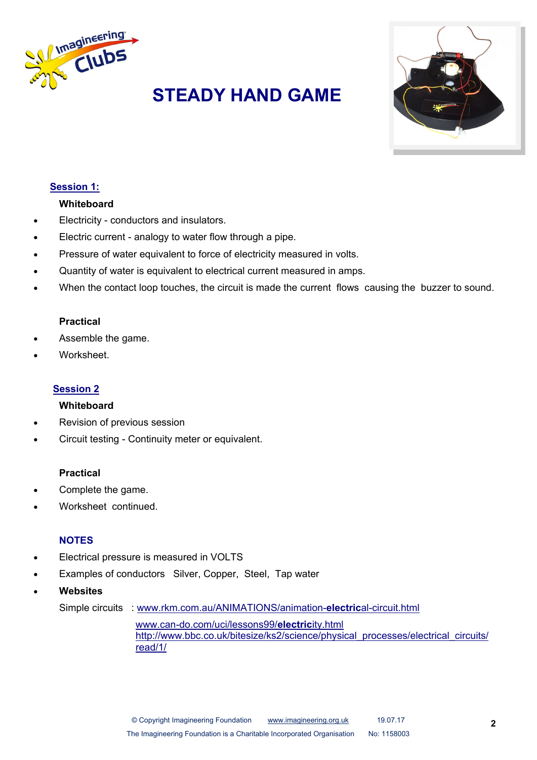# STEADY HAND GAME

## Session 1:

**Whiteboard**

- Electricity - conductors and insulators.
- Electric current - analogy to water flow through a pipe.
- Pressure of water equivalent to force of electricity measured in volts.
- Quantity of water is equivalent to electrical current measured in amps.
- When the contact loop touches, the circuit is made the current flows causing the buzzer to sound.

**Practical**

- Assemble the game.
- Worksheet.

## Session 2

**Whiteboard**

- Revision of previous session
- Circuit testing - Continuity meter or equivalent.

**Practical**

- Complete the game.
- Worksheet continued.

### NOTES

- Electrical pressure is measured in VOLTS
- Examples of conductors Silver, Copper, Steel, Tap water
- **Websites**

Simple circuits : www.rkm.com.au/ANIMATIONS/animation-**electric**al-circuit.html

www.can-do.com/uci/lessons99/**electric**ity.html
http://www.bbc.co.uk/bitesize/ks2/science/physical_processes/electrical_circuits/read/1/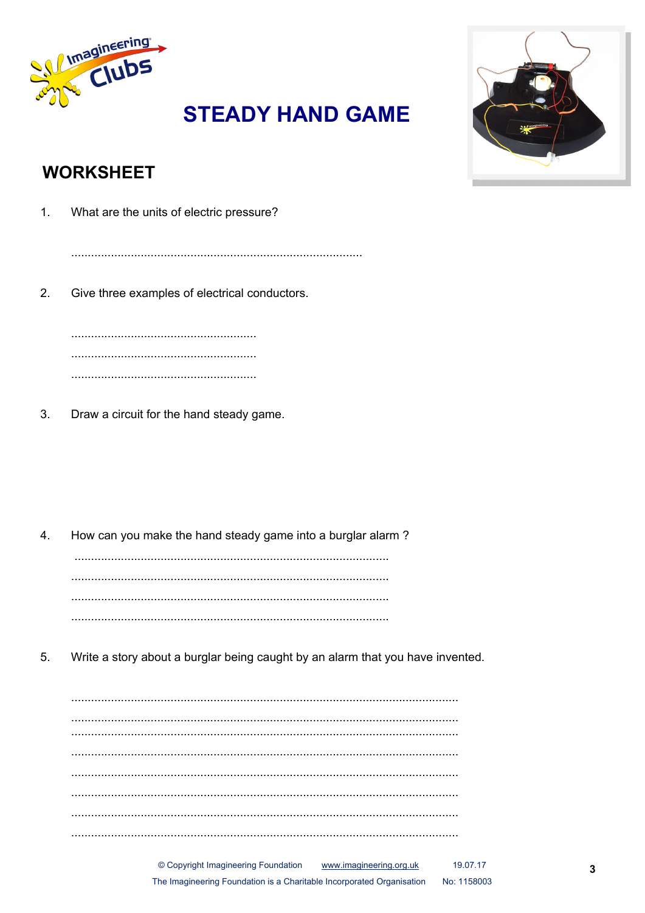# STEADY HAND GAME

## WORKSHEET

1. What are the units of electric pressure?

   ........................................................................................

2. Give three examples of electrical conductors.

   .......................................................
   .......................................................
   .......................................................

3. Draw a circuit for the hand steady game.

4. How can you make the hand steady game into a burglar alarm ?

   ..............................................................................................
   ..............................................................................................
   ..............................................................................................
   ..............................................................................................

5. Write a story about a burglar being caught by an alarm that you have invented.

   ...................................................................................................................
   ...................................................................................................................
   ...................................................................................................................
   ...................................................................................................................
   ...................................................................................................................
   ...................................................................................................................
   ...................................................................................................................
   ...................................................................................................................

© Copyright Imagineering Foundation www.imagineering.org.uk 19.07.17
The Imagineering Foundation is a Charitable Incorporated Organisation No: 1158003